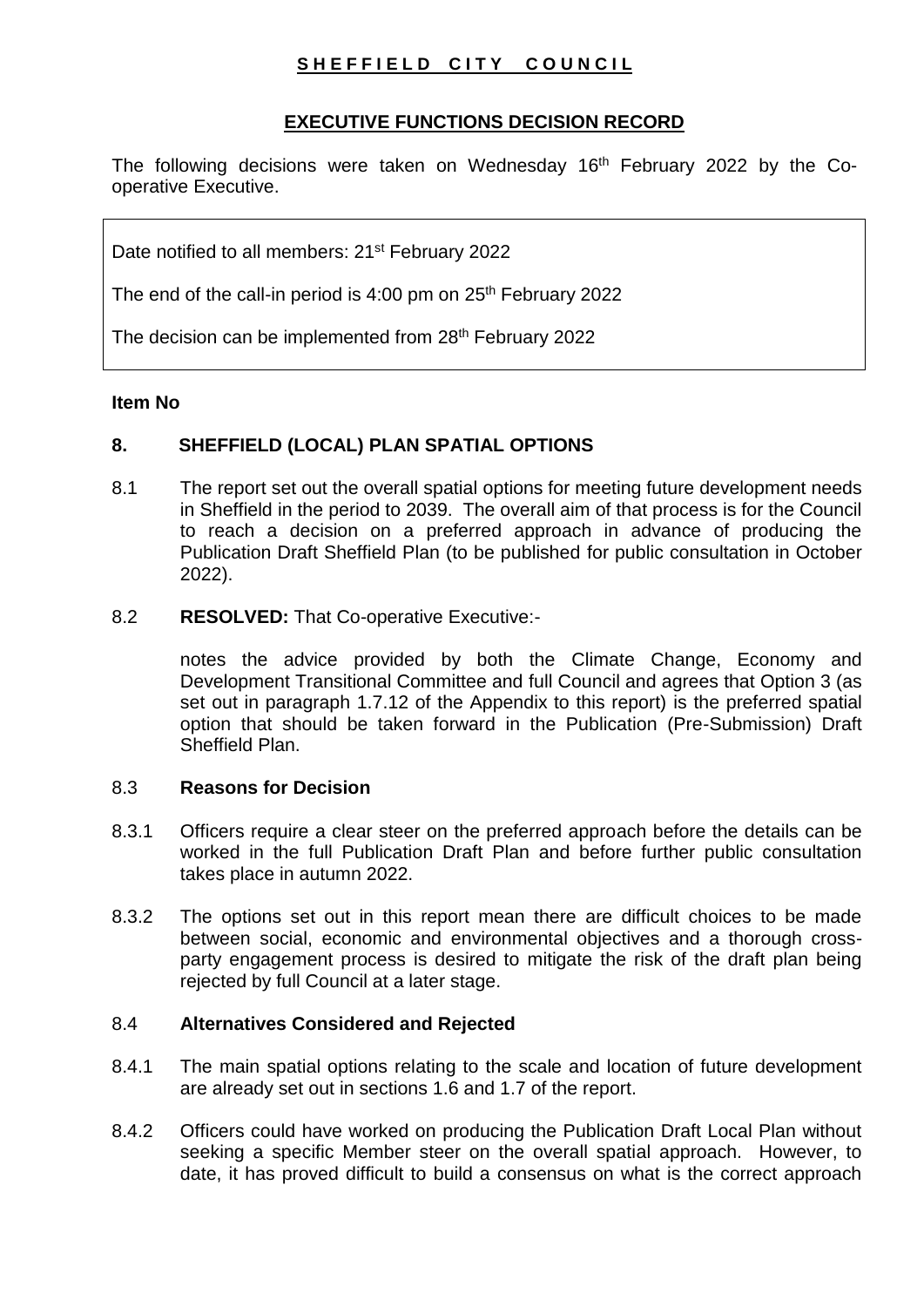**SHEFFIELD CITY COUNCIL**

**EXECUTIVE FUNCTIONS DECISION RECORD**

The following decisions were taken on Wednesday 16th February 2022 by the Co-operative Executive.

Date notified to all members: 21st February 2022

The end of the call-in period is 4:00 pm on 25th February 2022

The decision can be implemented from 28th February 2022

**Item No**

## 8. SHEFFIELD (LOCAL) PLAN SPATIAL OPTIONS

8.1 The report set out the overall spatial options for meeting future development needs in Sheffield in the period to 2039. The overall aim of that process is for the Council to reach a decision on a preferred approach in advance of producing the Publication Draft Sheffield Plan (to be published for public consultation in October 2022).

8.2 **RESOLVED:** That Co-operative Executive:-

notes the advice provided by both the Climate Change, Economy and Development Transitional Committee and full Council and agrees that Option 3 (as set out in paragraph 1.7.12 of the Appendix to this report) is the preferred spatial option that should be taken forward in the Publication (Pre-Submission) Draft Sheffield Plan.

### 8.3 Reasons for Decision

8.3.1 Officers require a clear steer on the preferred approach before the details can be worked in the full Publication Draft Plan and before further public consultation takes place in autumn 2022.

8.3.2 The options set out in this report mean there are difficult choices to be made between social, economic and environmental objectives and a thorough cross-party engagement process is desired to mitigate the risk of the draft plan being rejected by full Council at a later stage.

### 8.4 Alternatives Considered and Rejected

8.4.1 The main spatial options relating to the scale and location of future development are already set out in sections 1.6 and 1.7 of the report.

8.4.2 Officers could have worked on producing the Publication Draft Local Plan without seeking a specific Member steer on the overall spatial approach. However, to date, it has proved difficult to build a consensus on what is the correct approach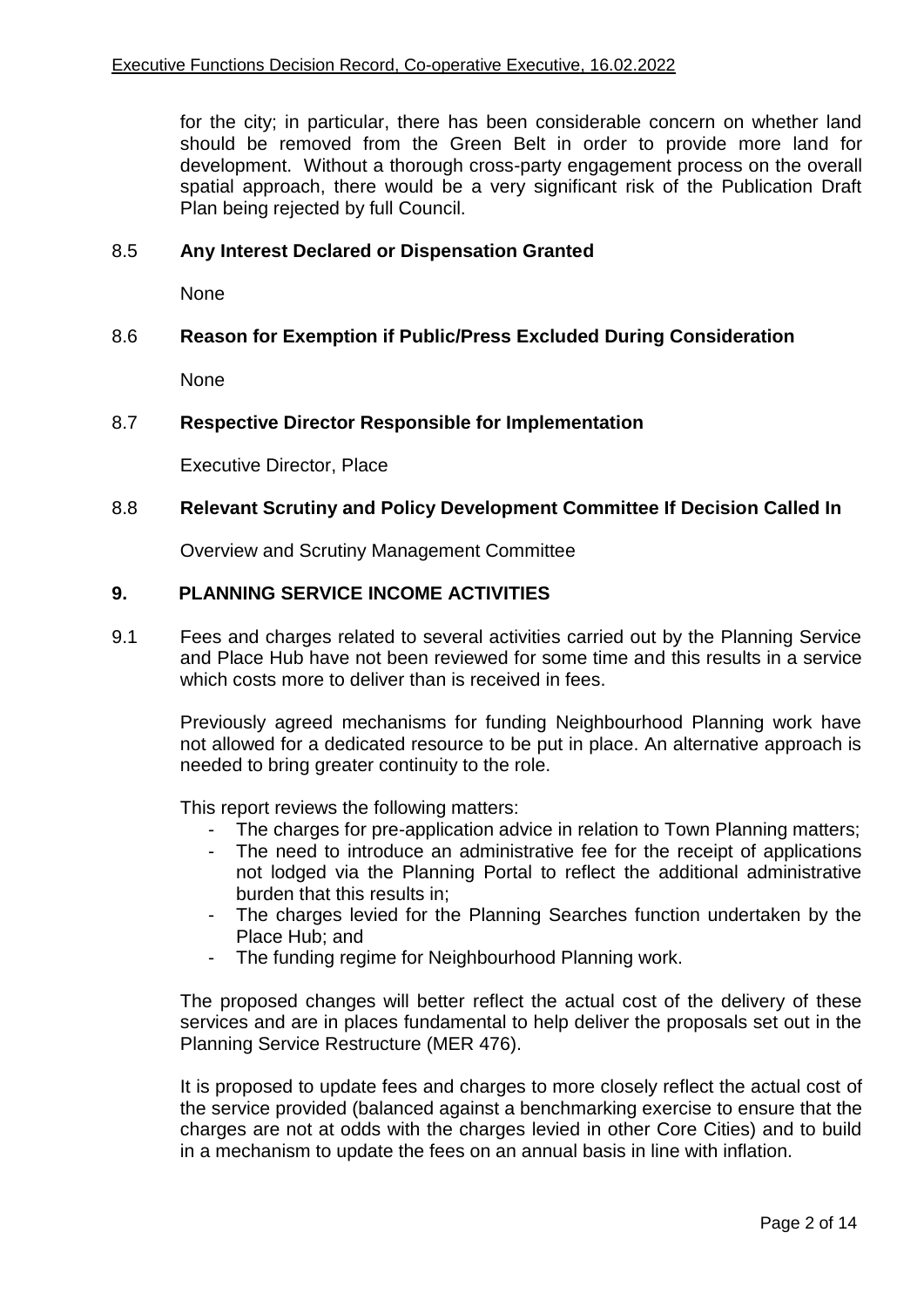for the city; in particular, there has been considerable concern on whether land should be removed from the Green Belt in order to provide more land for development. Without a thorough cross-party engagement process on the overall spatial approach, there would be a very significant risk of the Publication Draft Plan being rejected by full Council.

8.5 **Any Interest Declared or Dispensation Granted**

None

8.6 **Reason for Exemption if Public/Press Excluded During Consideration**

None

8.7 **Respective Director Responsible for Implementation**

Executive Director, Place

8.8 **Relevant Scrutiny and Policy Development Committee If Decision Called In**

Overview and Scrutiny Management Committee

## 9. PLANNING SERVICE INCOME ACTIVITIES

9.1 Fees and charges related to several activities carried out by the Planning Service and Place Hub have not been reviewed for some time and this results in a service which costs more to deliver than is received in fees.

Previously agreed mechanisms for funding Neighbourhood Planning work have not allowed for a dedicated resource to be put in place. An alternative approach is needed to bring greater continuity to the role.

This report reviews the following matters:

- The charges for pre-application advice in relation to Town Planning matters;
- The need to introduce an administrative fee for the receipt of applications not lodged via the Planning Portal to reflect the additional administrative burden that this results in;
- The charges levied for the Planning Searches function undertaken by the Place Hub; and
- The funding regime for Neighbourhood Planning work.

The proposed changes will better reflect the actual cost of the delivery of these services and are in places fundamental to help deliver the proposals set out in the Planning Service Restructure (MER 476).

It is proposed to update fees and charges to more closely reflect the actual cost of the service provided (balanced against a benchmarking exercise to ensure that the charges are not at odds with the charges levied in other Core Cities) and to build in a mechanism to update the fees on an annual basis in line with inflation.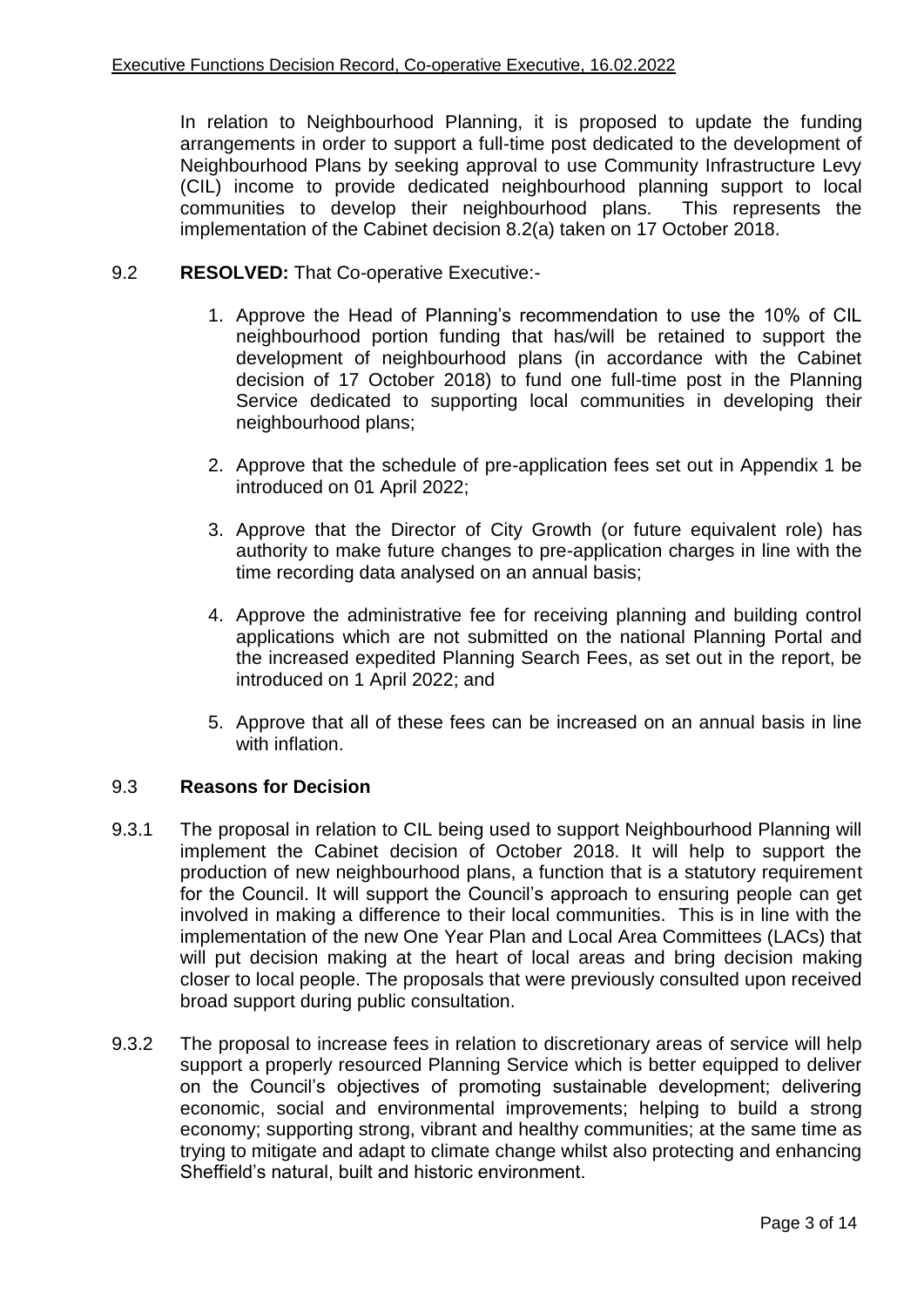In relation to Neighbourhood Planning, it is proposed to update the funding arrangements in order to support a full-time post dedicated to the development of Neighbourhood Plans by seeking approval to use Community Infrastructure Levy (CIL) income to provide dedicated neighbourhood planning support to local communities to develop their neighbourhood plans. This represents the implementation of the Cabinet decision 8.2(a) taken on 17 October 2018.

9.2 **RESOLVED:** That Co-operative Executive:-

1. Approve the Head of Planning's recommendation to use the 10% of CIL neighbourhood portion funding that has/will be retained to support the development of neighbourhood plans (in accordance with the Cabinet decision of 17 October 2018) to fund one full-time post in the Planning Service dedicated to supporting local communities in developing their neighbourhood plans;
2. Approve that the schedule of pre-application fees set out in Appendix 1 be introduced on 01 April 2022;
3. Approve that the Director of City Growth (or future equivalent role) has authority to make future changes to pre-application charges in line with the time recording data analysed on an annual basis;
4. Approve the administrative fee for receiving planning and building control applications which are not submitted on the national Planning Portal and the increased expedited Planning Search Fees, as set out in the report, be introduced on 1 April 2022; and
5. Approve that all of these fees can be increased on an annual basis in line with inflation.

9.3 **Reasons for Decision**

9.3.1 The proposal in relation to CIL being used to support Neighbourhood Planning will implement the Cabinet decision of October 2018. It will help to support the production of new neighbourhood plans, a function that is a statutory requirement for the Council. It will support the Council's approach to ensuring people can get involved in making a difference to their local communities. This is in line with the implementation of the new One Year Plan and Local Area Committees (LACs) that will put decision making at the heart of local areas and bring decision making closer to local people. The proposals that were previously consulted upon received broad support during public consultation.

9.3.2 The proposal to increase fees in relation to discretionary areas of service will help support a properly resourced Planning Service which is better equipped to deliver on the Council's objectives of promoting sustainable development; delivering economic, social and environmental improvements; helping to build a strong economy; supporting strong, vibrant and healthy communities; at the same time as trying to mitigate and adapt to climate change whilst also protecting and enhancing Sheffield's natural, built and historic environment.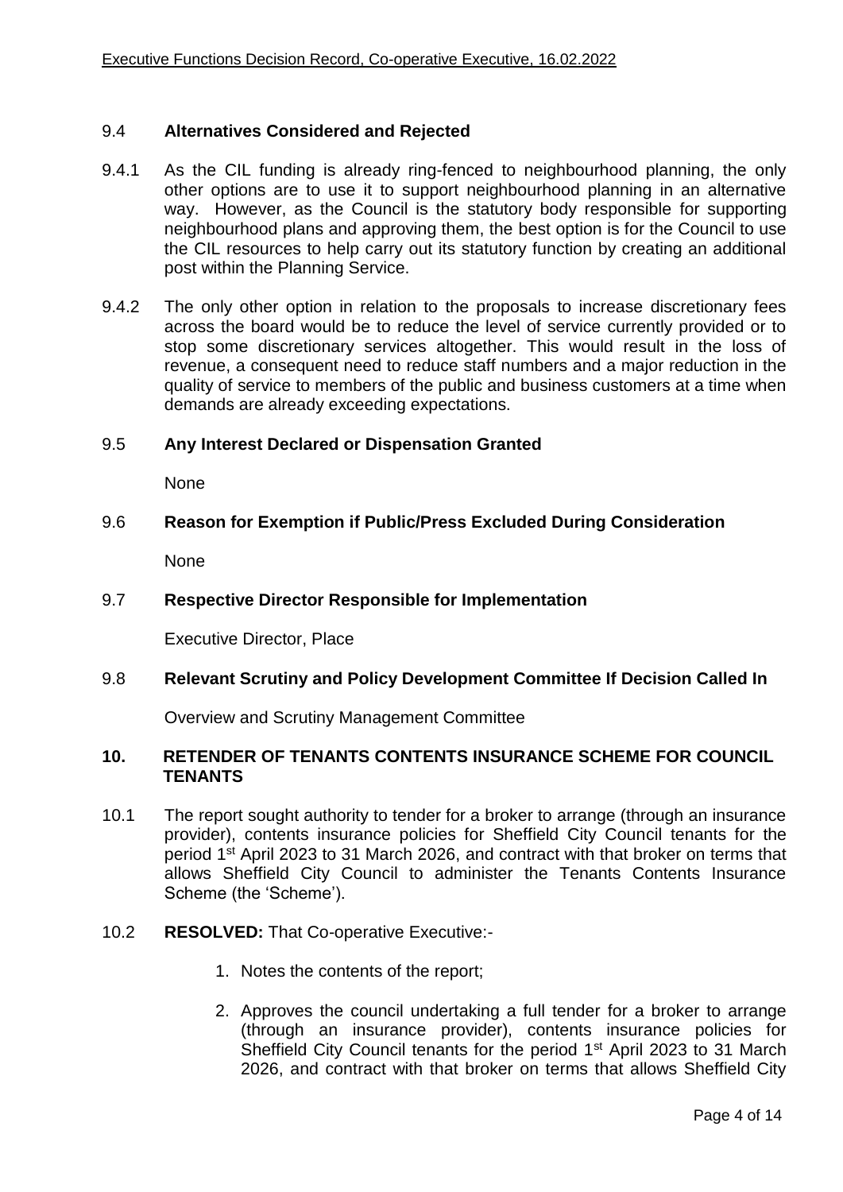### 9.4 **Alternatives Considered and Rejected**

9.4.1 As the CIL funding is already ring-fenced to neighbourhood planning, the only other options are to use it to support neighbourhood planning in an alternative way. However, as the Council is the statutory body responsible for supporting neighbourhood plans and approving them, the best option is for the Council to use the CIL resources to help carry out its statutory function by creating an additional post within the Planning Service.

9.4.2 The only other option in relation to the proposals to increase discretionary fees across the board would be to reduce the level of service currently provided or to stop some discretionary services altogether. This would result in the loss of revenue, a consequent need to reduce staff numbers and a major reduction in the quality of service to members of the public and business customers at a time when demands are already exceeding expectations.

### 9.5 **Any Interest Declared or Dispensation Granted**

None

### 9.6 **Reason for Exemption if Public/Press Excluded During Consideration**

None

### 9.7 **Respective Director Responsible for Implementation**

Executive Director, Place

### 9.8 **Relevant Scrutiny and Policy Development Committee If Decision Called In**

Overview and Scrutiny Management Committee

## 10. RETENDER OF TENANTS CONTENTS INSURANCE SCHEME FOR COUNCIL TENANTS

10.1 The report sought authority to tender for a broker to arrange (through an insurance provider), contents insurance policies for Sheffield City Council tenants for the period 1st April 2023 to 31 March 2026, and contract with that broker on terms that allows Sheffield City Council to administer the Tenants Contents Insurance Scheme (the 'Scheme').

10.2 **RESOLVED:** That Co-operative Executive:-

1. Notes the contents of the report;

2. Approves the council undertaking a full tender for a broker to arrange (through an insurance provider), contents insurance policies for Sheffield City Council tenants for the period 1st April 2023 to 31 March 2026, and contract with that broker on terms that allows Sheffield City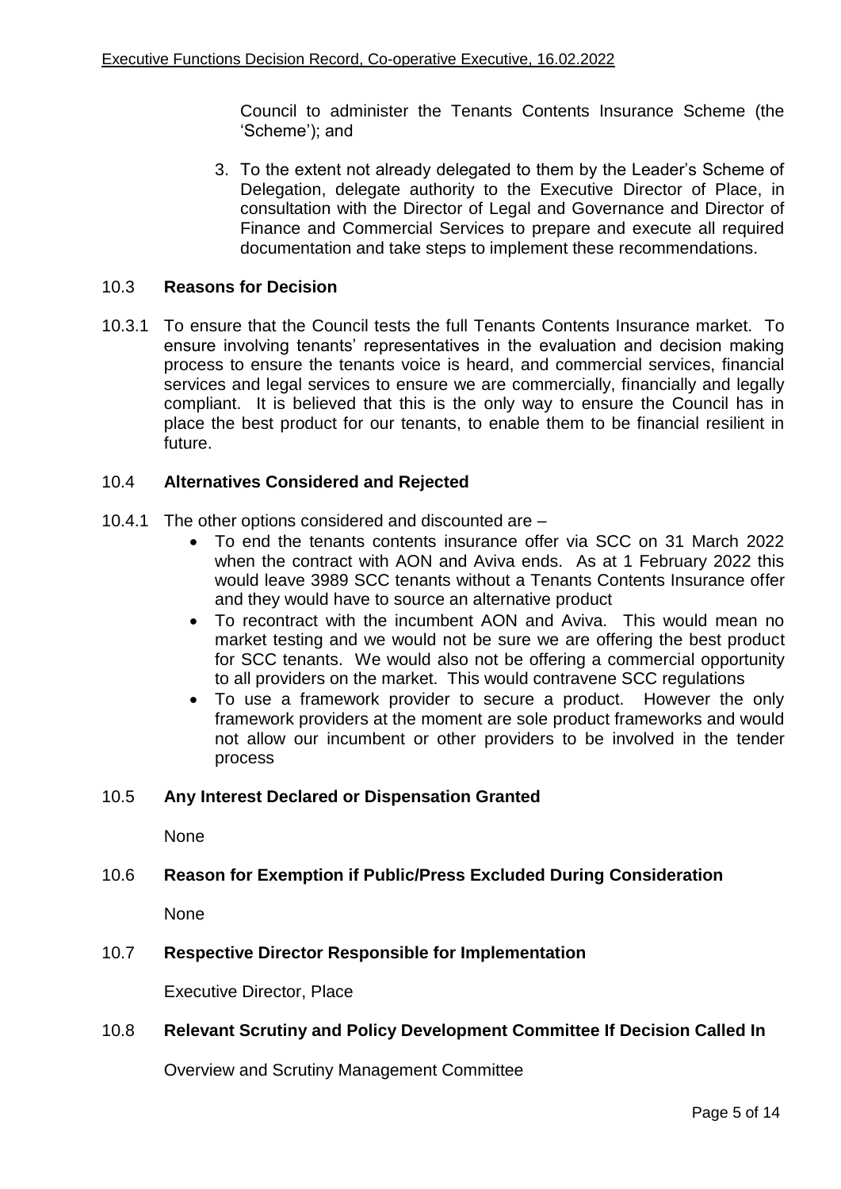Council to administer the Tenants Contents Insurance Scheme (the 'Scheme'); and

3. To the extent not already delegated to them by the Leader's Scheme of Delegation, delegate authority to the Executive Director of Place, in consultation with the Director of Legal and Governance and Director of Finance and Commercial Services to prepare and execute all required documentation and take steps to implement these recommendations.

### 10.3 Reasons for Decision

10.3.1 To ensure that the Council tests the full Tenants Contents Insurance market. To ensure involving tenants' representatives in the evaluation and decision making process to ensure the tenants voice is heard, and commercial services, financial services and legal services to ensure we are commercially, financially and legally compliant. It is believed that this is the only way to ensure the Council has in place the best product for our tenants, to enable them to be financial resilient in future.

### 10.4 Alternatives Considered and Rejected

10.4.1 The other options considered and discounted are –

- To end the tenants contents insurance offer via SCC on 31 March 2022 when the contract with AON and Aviva ends. As at 1 February 2022 this would leave 3989 SCC tenants without a Tenants Contents Insurance offer and they would have to source an alternative product
- To recontract with the incumbent AON and Aviva. This would mean no market testing and we would not be sure we are offering the best product for SCC tenants. We would also not be offering a commercial opportunity to all providers on the market. This would contravene SCC regulations
- To use a framework provider to secure a product. However the only framework providers at the moment are sole product frameworks and would not allow our incumbent or other providers to be involved in the tender process

### 10.5 Any Interest Declared or Dispensation Granted

None

### 10.6 Reason for Exemption if Public/Press Excluded During Consideration

None

### 10.7 Respective Director Responsible for Implementation

Executive Director, Place

### 10.8 Relevant Scrutiny and Policy Development Committee If Decision Called In

Overview and Scrutiny Management Committee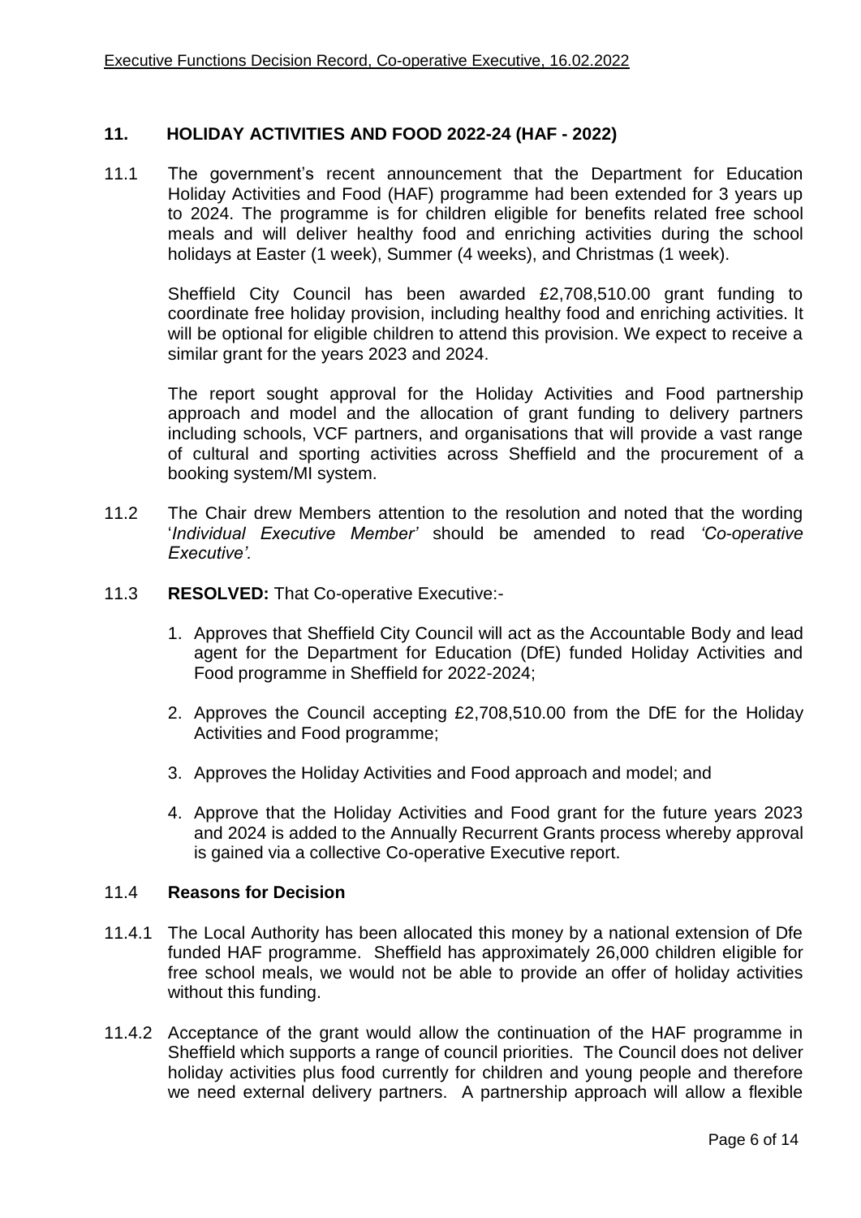## 11. HOLIDAY ACTIVITIES AND FOOD 2022-24 (HAF - 2022)

11.1 The government's recent announcement that the Department for Education Holiday Activities and Food (HAF) programme had been extended for 3 years up to 2024. The programme is for children eligible for benefits related free school meals and will deliver healthy food and enriching activities during the school holidays at Easter (1 week), Summer (4 weeks), and Christmas (1 week).

Sheffield City Council has been awarded £2,708,510.00 grant funding to coordinate free holiday provision, including healthy food and enriching activities. It will be optional for eligible children to attend this provision. We expect to receive a similar grant for the years 2023 and 2024.

The report sought approval for the Holiday Activities and Food partnership approach and model and the allocation of grant funding to delivery partners including schools, VCF partners, and organisations that will provide a vast range of cultural and sporting activities across Sheffield and the procurement of a booking system/MI system.

11.2 The Chair drew Members attention to the resolution and noted that the wording '*Individual Executive Member'* should be amended to read *'Co-operative Executive'.*

11.3 **RESOLVED:** That Co-operative Executive:-

1. Approves that Sheffield City Council will act as the Accountable Body and lead agent for the Department for Education (DfE) funded Holiday Activities and Food programme in Sheffield for 2022-2024;
2. Approves the Council accepting £2,708,510.00 from the DfE for the Holiday Activities and Food programme;
3. Approves the Holiday Activities and Food approach and model; and
4. Approve that the Holiday Activities and Food grant for the future years 2023 and 2024 is added to the Annually Recurrent Grants process whereby approval is gained via a collective Co-operative Executive report.

### 11.4 Reasons for Decision

11.4.1 The Local Authority has been allocated this money by a national extension of Dfe funded HAF programme. Sheffield has approximately 26,000 children eligible for free school meals, we would not be able to provide an offer of holiday activities without this funding.

11.4.2 Acceptance of the grant would allow the continuation of the HAF programme in Sheffield which supports a range of council priorities. The Council does not deliver holiday activities plus food currently for children and young people and therefore we need external delivery partners. A partnership approach will allow a flexible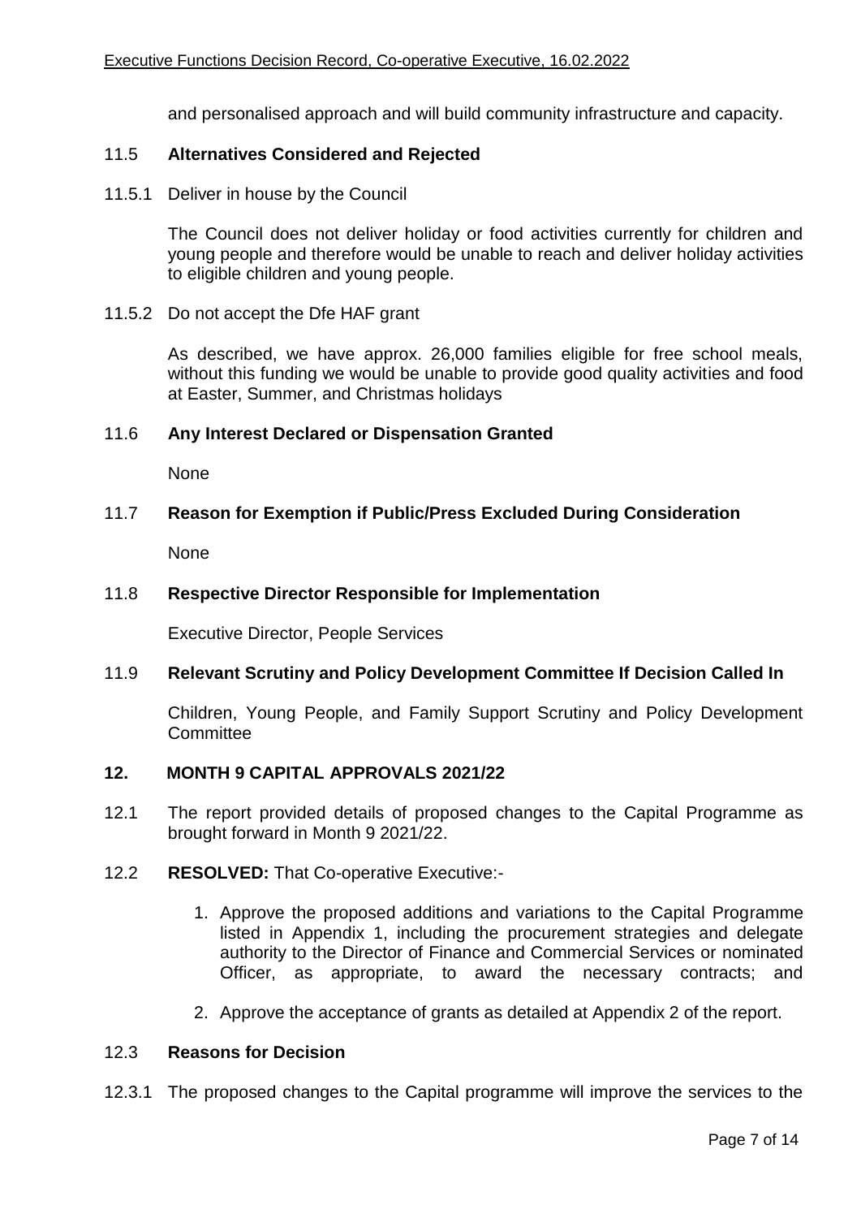and personalised approach and will build community infrastructure and capacity.

### 11.5 Alternatives Considered and Rejected

11.5.1 Deliver in house by the Council

The Council does not deliver holiday or food activities currently for children and young people and therefore would be unable to reach and deliver holiday activities to eligible children and young people.

11.5.2 Do not accept the Dfe HAF grant

As described, we have approx. 26,000 families eligible for free school meals, without this funding we would be unable to provide good quality activities and food at Easter, Summer, and Christmas holidays

### 11.6 Any Interest Declared or Dispensation Granted

None

### 11.7 Reason for Exemption if Public/Press Excluded During Consideration

None

### 11.8 Respective Director Responsible for Implementation

Executive Director, People Services

### 11.9 Relevant Scrutiny and Policy Development Committee If Decision Called In

Children, Young People, and Family Support Scrutiny and Policy Development Committee

## 12. MONTH 9 CAPITAL APPROVALS 2021/22

12.1 The report provided details of proposed changes to the Capital Programme as brought forward in Month 9 2021/22.

12.2 **RESOLVED:** That Co-operative Executive:-

1. Approve the proposed additions and variations to the Capital Programme listed in Appendix 1, including the procurement strategies and delegate authority to the Director of Finance and Commercial Services or nominated Officer, as appropriate, to award the necessary contracts; and
2. Approve the acceptance of grants as detailed at Appendix 2 of the report.

### 12.3 Reasons for Decision

12.3.1 The proposed changes to the Capital programme will improve the services to the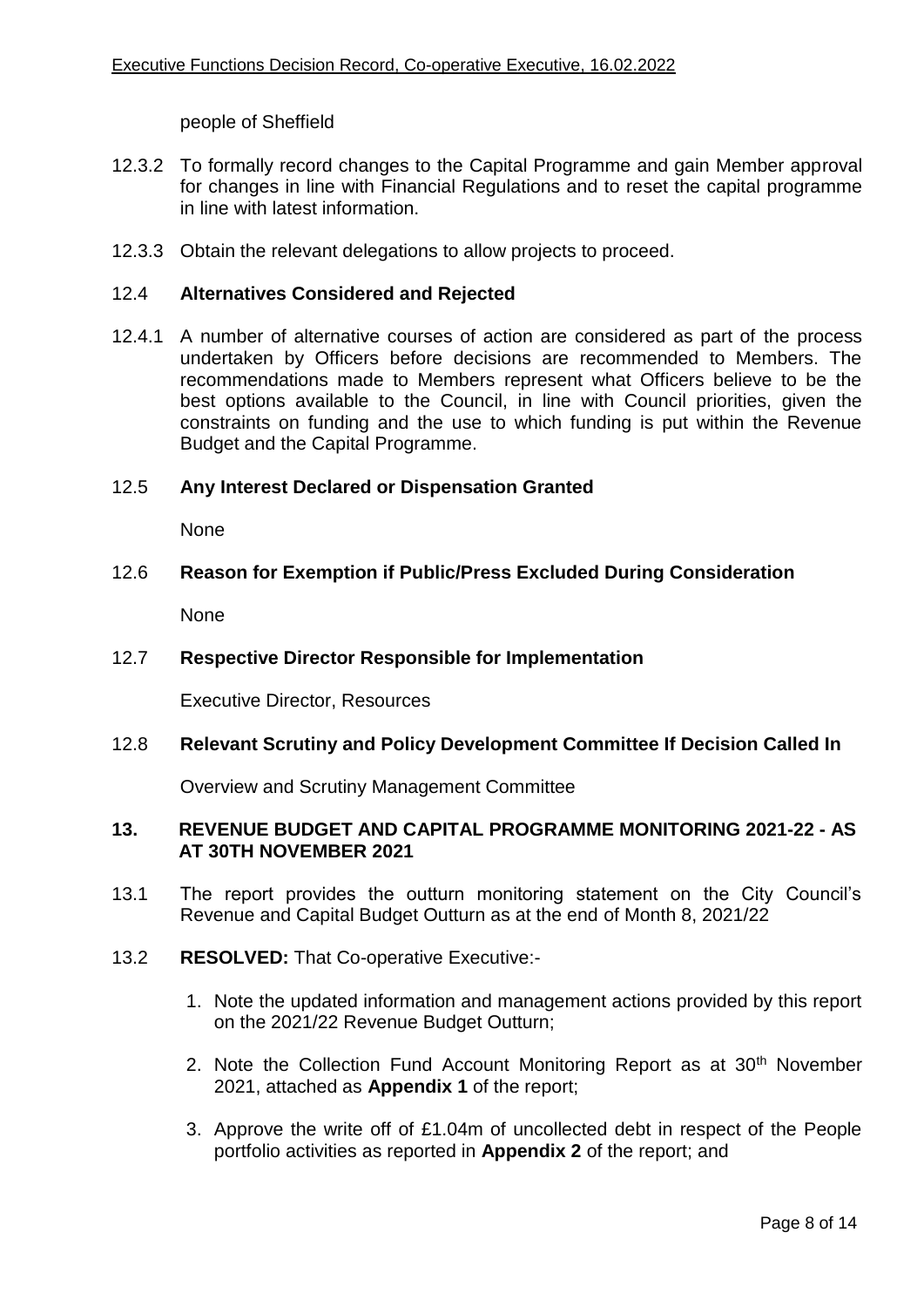people of Sheffield

12.3.2 To formally record changes to the Capital Programme and gain Member approval for changes in line with Financial Regulations and to reset the capital programme in line with latest information.

12.3.3 Obtain the relevant delegations to allow projects to proceed.

12.4 **Alternatives Considered and Rejected**

12.4.1 A number of alternative courses of action are considered as part of the process undertaken by Officers before decisions are recommended to Members. The recommendations made to Members represent what Officers believe to be the best options available to the Council, in line with Council priorities, given the constraints on funding and the use to which funding is put within the Revenue Budget and the Capital Programme.

12.5 **Any Interest Declared or Dispensation Granted**

None

12.6 **Reason for Exemption if Public/Press Excluded During Consideration**

None

12.7 **Respective Director Responsible for Implementation**

Executive Director, Resources

12.8 **Relevant Scrutiny and Policy Development Committee If Decision Called In**

Overview and Scrutiny Management Committee

## 13. REVENUE BUDGET AND CAPITAL PROGRAMME MONITORING 2021-22 - AS AT 30TH NOVEMBER 2021

13.1 The report provides the outturn monitoring statement on the City Council's Revenue and Capital Budget Outturn as at the end of Month 8, 2021/22

13.2 **RESOLVED:** That Co-operative Executive:-

1. Note the updated information and management actions provided by this report on the 2021/22 Revenue Budget Outturn;
2. Note the Collection Fund Account Monitoring Report as at 30th November 2021, attached as **Appendix 1** of the report;
3. Approve the write off of £1.04m of uncollected debt in respect of the People portfolio activities as reported in **Appendix 2** of the report; and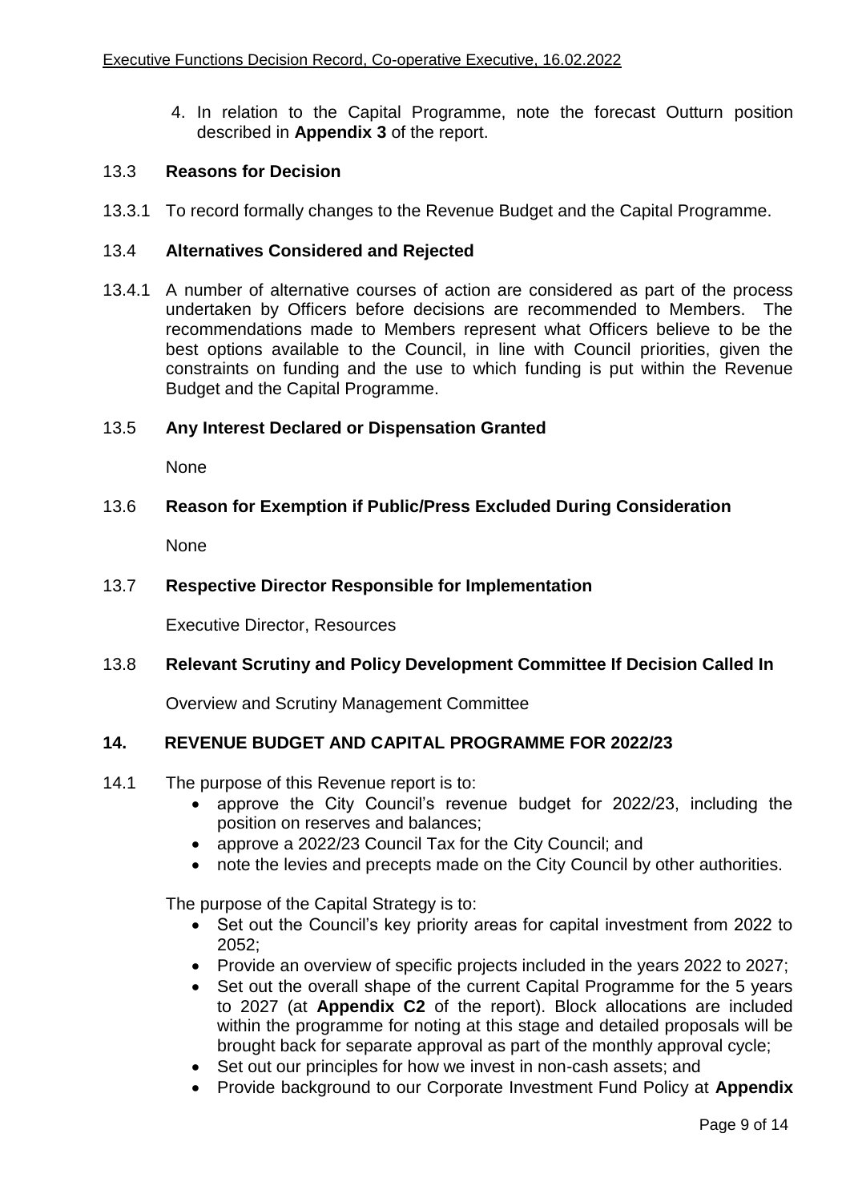4. In relation to the Capital Programme, note the forecast Outturn position described in **Appendix 3** of the report.

13.3 **Reasons for Decision**

13.3.1 To record formally changes to the Revenue Budget and the Capital Programme.

13.4 **Alternatives Considered and Rejected**

13.4.1 A number of alternative courses of action are considered as part of the process undertaken by Officers before decisions are recommended to Members. The recommendations made to Members represent what Officers believe to be the best options available to the Council, in line with Council priorities, given the constraints on funding and the use to which funding is put within the Revenue Budget and the Capital Programme.

13.5 **Any Interest Declared or Dispensation Granted**

None

13.6 **Reason for Exemption if Public/Press Excluded During Consideration**

None

13.7 **Respective Director Responsible for Implementation**

Executive Director, Resources

13.8 **Relevant Scrutiny and Policy Development Committee If Decision Called In**

Overview and Scrutiny Management Committee

## 14. REVENUE BUDGET AND CAPITAL PROGRAMME FOR 2022/23

14.1 The purpose of this Revenue report is to:

- approve the City Council's revenue budget for 2022/23, including the position on reserves and balances;
- approve a 2022/23 Council Tax for the City Council; and
- note the levies and precepts made on the City Council by other authorities.

The purpose of the Capital Strategy is to:

- Set out the Council's key priority areas for capital investment from 2022 to 2052;
- Provide an overview of specific projects included in the years 2022 to 2027;
- Set out the overall shape of the current Capital Programme for the 5 years to 2027 (at **Appendix C2** of the report). Block allocations are included within the programme for noting at this stage and detailed proposals will be brought back for separate approval as part of the monthly approval cycle;
- Set out our principles for how we invest in non-cash assets; and
- Provide background to our Corporate Investment Fund Policy at **Appendix**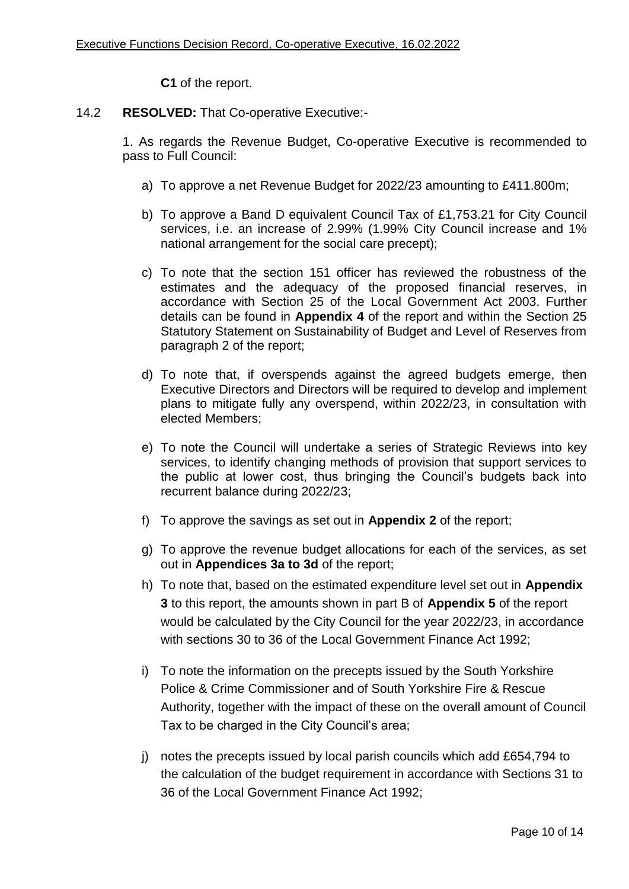**C1** of the report.

14.2 **RESOLVED:** That Co-operative Executive:-

1. As regards the Revenue Budget, Co-operative Executive is recommended to pass to Full Council:

a) To approve a net Revenue Budget for 2022/23 amounting to £411.800m;

b) To approve a Band D equivalent Council Tax of £1,753.21 for City Council services, i.e. an increase of 2.99% (1.99% City Council increase and 1% national arrangement for the social care precept);

c) To note that the section 151 officer has reviewed the robustness of the estimates and the adequacy of the proposed financial reserves, in accordance with Section 25 of the Local Government Act 2003. Further details can be found in **Appendix 4** of the report and within the Section 25 Statutory Statement on Sustainability of Budget and Level of Reserves from paragraph 2 of the report;

d) To note that, if overspends against the agreed budgets emerge, then Executive Directors and Directors will be required to develop and implement plans to mitigate fully any overspend, within 2022/23, in consultation with elected Members;

e) To note the Council will undertake a series of Strategic Reviews into key services, to identify changing methods of provision that support services to the public at lower cost, thus bringing the Council's budgets back into recurrent balance during 2022/23;

f) To approve the savings as set out in **Appendix 2** of the report;

g) To approve the revenue budget allocations for each of the services, as set out in **Appendices 3a to 3d** of the report;

h) To note that, based on the estimated expenditure level set out in **Appendix 3** to this report, the amounts shown in part B of **Appendix 5** of the report would be calculated by the City Council for the year 2022/23, in accordance with sections 30 to 36 of the Local Government Finance Act 1992;

i) To note the information on the precepts issued by the South Yorkshire Police & Crime Commissioner and of South Yorkshire Fire & Rescue Authority, together with the impact of these on the overall amount of Council Tax to be charged in the City Council's area;

j) notes the precepts issued by local parish councils which add £654,794 to the calculation of the budget requirement in accordance with Sections 31 to 36 of the Local Government Finance Act 1992;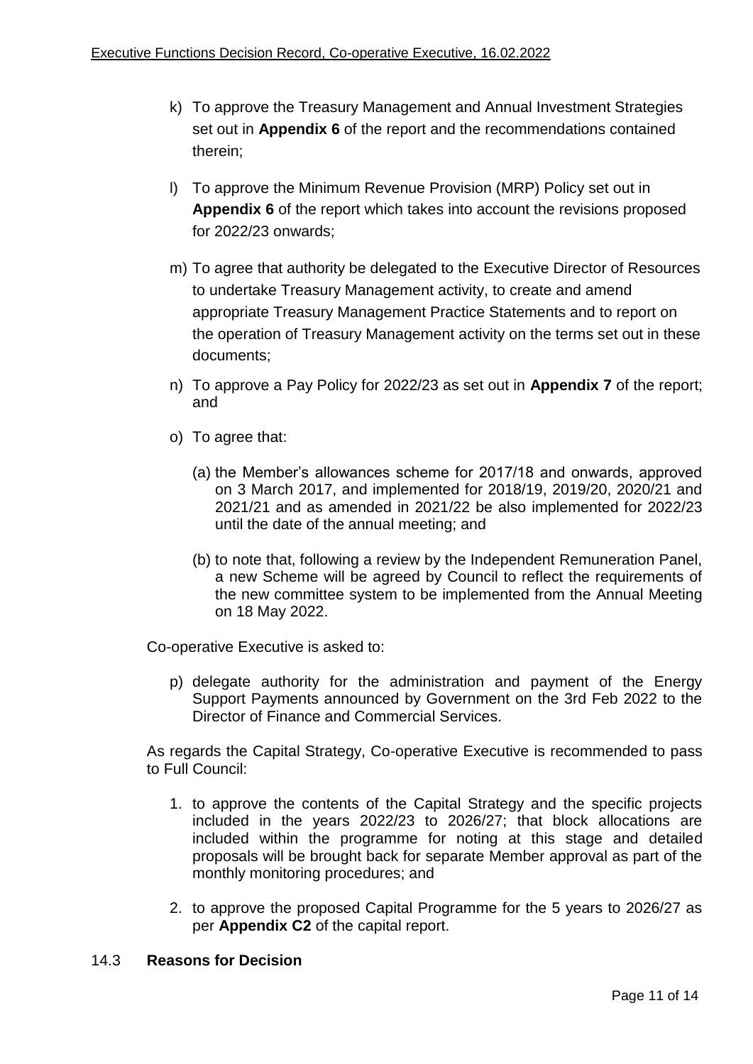k) To approve the Treasury Management and Annual Investment Strategies set out in **Appendix 6** of the report and the recommendations contained therein;

l) To approve the Minimum Revenue Provision (MRP) Policy set out in **Appendix 6** of the report which takes into account the revisions proposed for 2022/23 onwards;

m) To agree that authority be delegated to the Executive Director of Resources to undertake Treasury Management activity, to create and amend appropriate Treasury Management Practice Statements and to report on the operation of Treasury Management activity on the terms set out in these documents;

n) To approve a Pay Policy for 2022/23 as set out in **Appendix 7** of the report; and

o) To agree that:

   (a) the Member's allowances scheme for 2017/18 and onwards, approved on 3 March 2017, and implemented for 2018/19, 2019/20, 2020/21 and 2021/21 and as amended in 2021/22 be also implemented for 2022/23 until the date of the annual meeting; and

   (b) to note that, following a review by the Independent Remuneration Panel, a new Scheme will be agreed by Council to reflect the requirements of the new committee system to be implemented from the Annual Meeting on 18 May 2022.

Co-operative Executive is asked to:

p) delegate authority for the administration and payment of the Energy Support Payments announced by Government on the 3rd Feb 2022 to the Director of Finance and Commercial Services.

As regards the Capital Strategy, Co-operative Executive is recommended to pass to Full Council:

1. to approve the contents of the Capital Strategy and the specific projects included in the years 2022/23 to 2026/27; that block allocations are included within the programme for noting at this stage and detailed proposals will be brought back for separate Member approval as part of the monthly monitoring procedures; and
2. to approve the proposed Capital Programme for the 5 years to 2026/27 as per **Appendix C2** of the capital report.

### 14.3 **Reasons for Decision**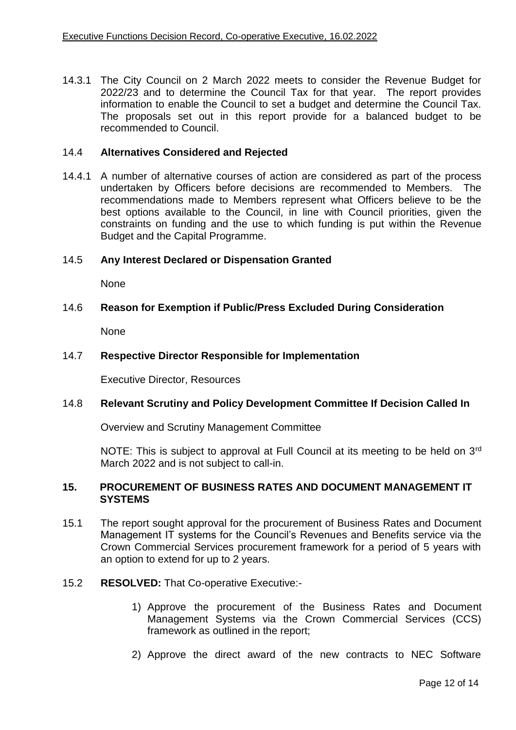14.3.1 The City Council on 2 March 2022 meets to consider the Revenue Budget for 2022/23 and to determine the Council Tax for that year. The report provides information to enable the Council to set a budget and determine the Council Tax. The proposals set out in this report provide for a balanced budget to be recommended to Council.

14.4 **Alternatives Considered and Rejected**

14.4.1 A number of alternative courses of action are considered as part of the process undertaken by Officers before decisions are recommended to Members. The recommendations made to Members represent what Officers believe to be the best options available to the Council, in line with Council priorities, given the constraints on funding and the use to which funding is put within the Revenue Budget and the Capital Programme.

14.5 **Any Interest Declared or Dispensation Granted**

None

14.6 **Reason for Exemption if Public/Press Excluded During Consideration**

None

14.7 **Respective Director Responsible for Implementation**

Executive Director, Resources

14.8 **Relevant Scrutiny and Policy Development Committee If Decision Called In**

Overview and Scrutiny Management Committee

NOTE: This is subject to approval at Full Council at its meeting to be held on 3rd March 2022 and is not subject to call-in.

## 15. PROCUREMENT OF BUSINESS RATES AND DOCUMENT MANAGEMENT IT SYSTEMS

15.1 The report sought approval for the procurement of Business Rates and Document Management IT systems for the Council's Revenues and Benefits service via the Crown Commercial Services procurement framework for a period of 5 years with an option to extend for up to 2 years.

15.2 **RESOLVED:** That Co-operative Executive:-

1) Approve the procurement of the Business Rates and Document Management Systems via the Crown Commercial Services (CCS) framework as outlined in the report;

2) Approve the direct award of the new contracts to NEC Software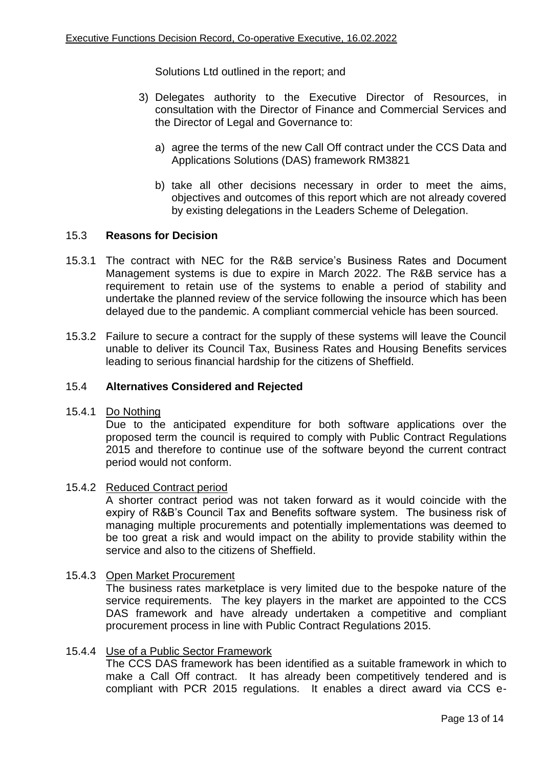Solutions Ltd outlined in the report; and

3) Delegates authority to the Executive Director of Resources, in consultation with the Director of Finance and Commercial Services and the Director of Legal and Governance to:

   a) agree the terms of the new Call Off contract under the CCS Data and Applications Solutions (DAS) framework RM3821

   b) take all other decisions necessary in order to meet the aims, objectives and outcomes of this report which are not already covered by existing delegations in the Leaders Scheme of Delegation.

## 15.3 Reasons for Decision

15.3.1 The contract with NEC for the R&B service's Business Rates and Document Management systems is due to expire in March 2022. The R&B service has a requirement to retain use of the systems to enable a period of stability and undertake the planned review of the service following the insource which has been delayed due to the pandemic. A compliant commercial vehicle has been sourced.

15.3.2 Failure to secure a contract for the supply of these systems will leave the Council unable to deliver its Council Tax, Business Rates and Housing Benefits services leading to serious financial hardship for the citizens of Sheffield.

## 15.4 Alternatives Considered and Rejected

15.4.1 Do Nothing

Due to the anticipated expenditure for both software applications over the proposed term the council is required to comply with Public Contract Regulations 2015 and therefore to continue use of the software beyond the current contract period would not conform.

15.4.2 Reduced Contract period

A shorter contract period was not taken forward as it would coincide with the expiry of R&B's Council Tax and Benefits software system. The business risk of managing multiple procurements and potentially implementations was deemed to be too great a risk and would impact on the ability to provide stability within the service and also to the citizens of Sheffield.

15.4.3 Open Market Procurement

The business rates marketplace is very limited due to the bespoke nature of the service requirements. The key players in the market are appointed to the CCS DAS framework and have already undertaken a competitive and compliant procurement process in line with Public Contract Regulations 2015.

15.4.4 Use of a Public Sector Framework

The CCS DAS framework has been identified as a suitable framework in which to make a Call Off contract. It has already been competitively tendered and is compliant with PCR 2015 regulations. It enables a direct award via CCS e-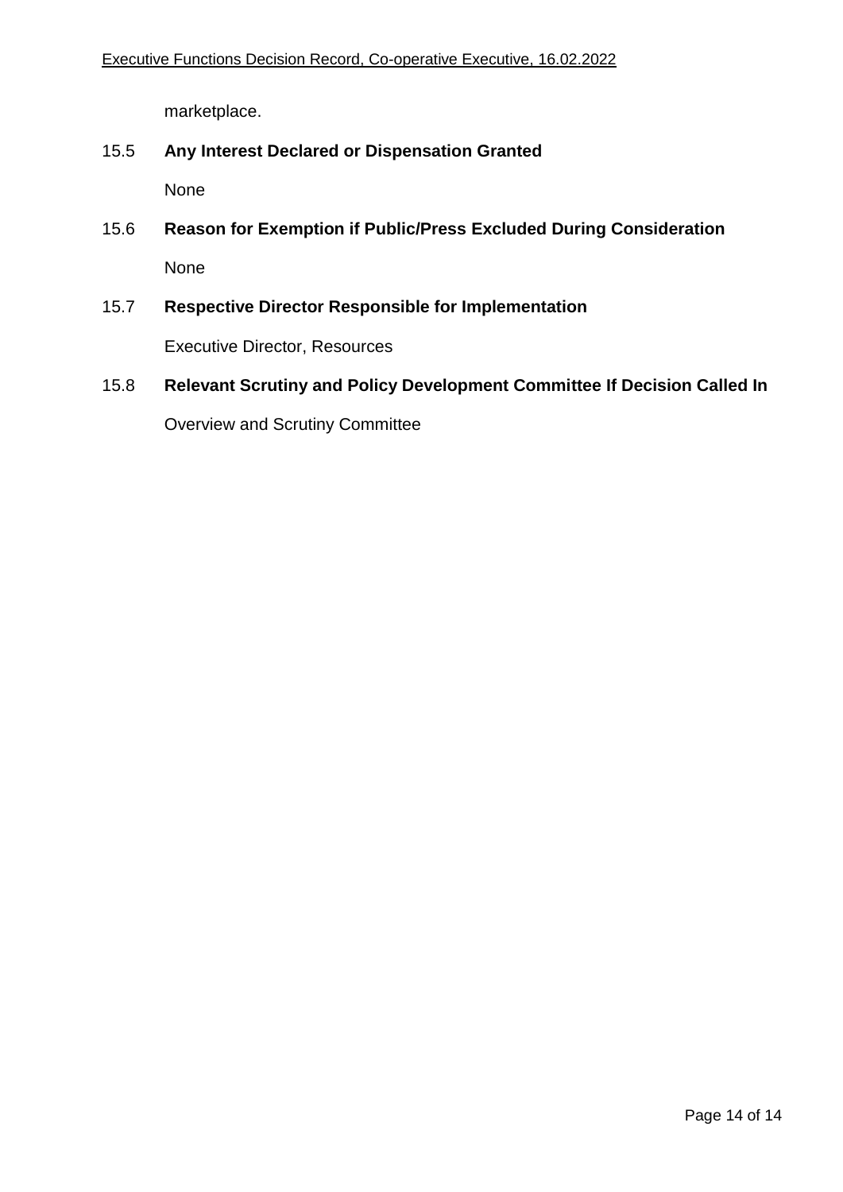marketplace.

**15.5 Any Interest Declared or Dispensation Granted**

None

**15.6 Reason for Exemption if Public/Press Excluded During Consideration**

None

**15.7 Respective Director Responsible for Implementation**

Executive Director, Resources

**15.8 Relevant Scrutiny and Policy Development Committee If Decision Called In**

Overview and Scrutiny Committee